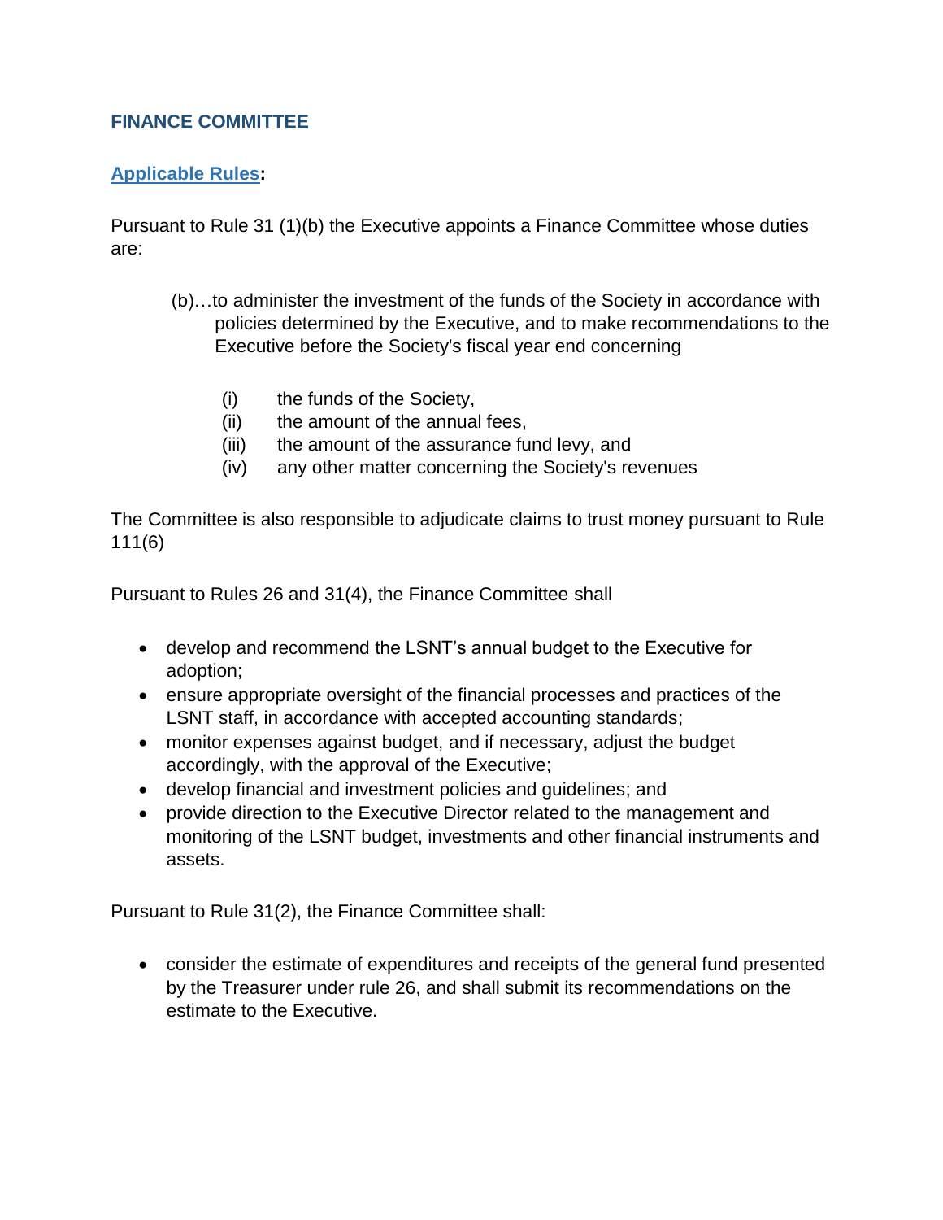## FINANCE COMMITTEE

**[Applicable Rules]:**

Pursuant to Rule 31 (1)(b) the Executive appoints a Finance Committee whose duties are:

> (b)…to administer the investment of the funds of the Society in accordance with policies determined by the Executive, and to make recommendations to the Executive before the Society's fiscal year end concerning
>
> (i) the funds of the Society,
> (ii) the amount of the annual fees,
> (iii) the amount of the assurance fund levy, and
> (iv) any other matter concerning the Society's revenues

The Committee is also responsible to adjudicate claims to trust money pursuant to Rule 111(6)

Pursuant to Rules 26 and 31(4), the Finance Committee shall

- develop and recommend the LSNT's annual budget to the Executive for adoption;
- ensure appropriate oversight of the financial processes and practices of the LSNT staff, in accordance with accepted accounting standards;
- monitor expenses against budget, and if necessary, adjust the budget accordingly, with the approval of the Executive;
- develop financial and investment policies and guidelines; and
- provide direction to the Executive Director related to the management and monitoring of the LSNT budget, investments and other financial instruments and assets.

Pursuant to Rule 31(2), the Finance Committee shall:

- consider the estimate of expenditures and receipts of the general fund presented by the Treasurer under rule 26, and shall submit its recommendations on the estimate to the Executive.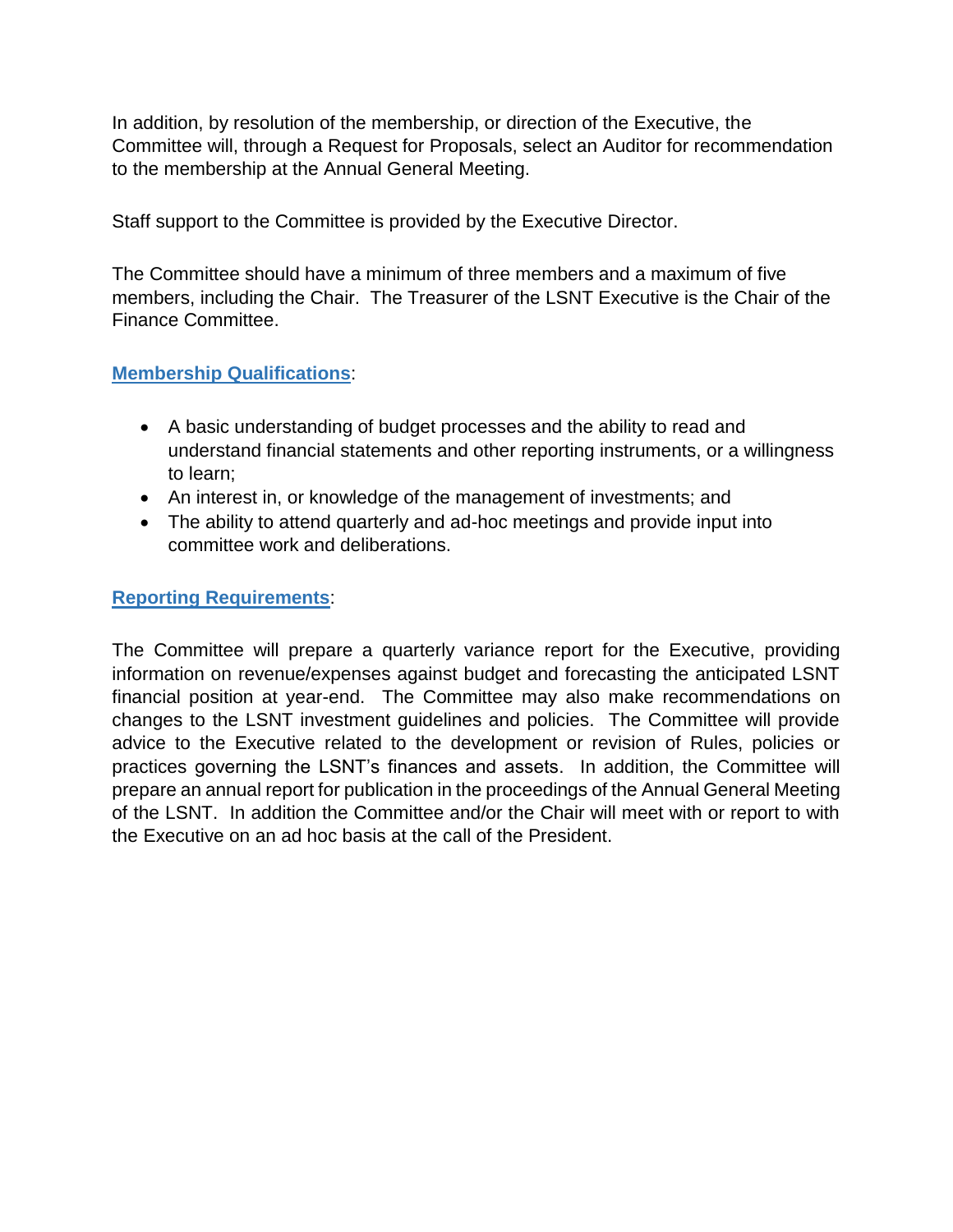In addition, by resolution of the membership, or direction of the Executive, the Committee will, through a Request for Proposals, select an Auditor for recommendation to the membership at the Annual General Meeting.

Staff support to the Committee is provided by the Executive Director.

The Committee should have a minimum of three members and a maximum of five members, including the Chair. The Treasurer of the LSNT Executive is the Chair of the Finance Committee.

**Membership Qualifications**:

- A basic understanding of budget processes and the ability to read and understand financial statements and other reporting instruments, or a willingness to learn;
- An interest in, or knowledge of the management of investments; and
- The ability to attend quarterly and ad-hoc meetings and provide input into committee work and deliberations.

**Reporting Requirements**:

The Committee will prepare a quarterly variance report for the Executive, providing information on revenue/expenses against budget and forecasting the anticipated LSNT financial position at year-end. The Committee may also make recommendations on changes to the LSNT investment guidelines and policies. The Committee will provide advice to the Executive related to the development or revision of Rules, policies or practices governing the LSNT's finances and assets. In addition, the Committee will prepare an annual report for publication in the proceedings of the Annual General Meeting of the LSNT. In addition the Committee and/or the Chair will meet with or report to with the Executive on an ad hoc basis at the call of the President.